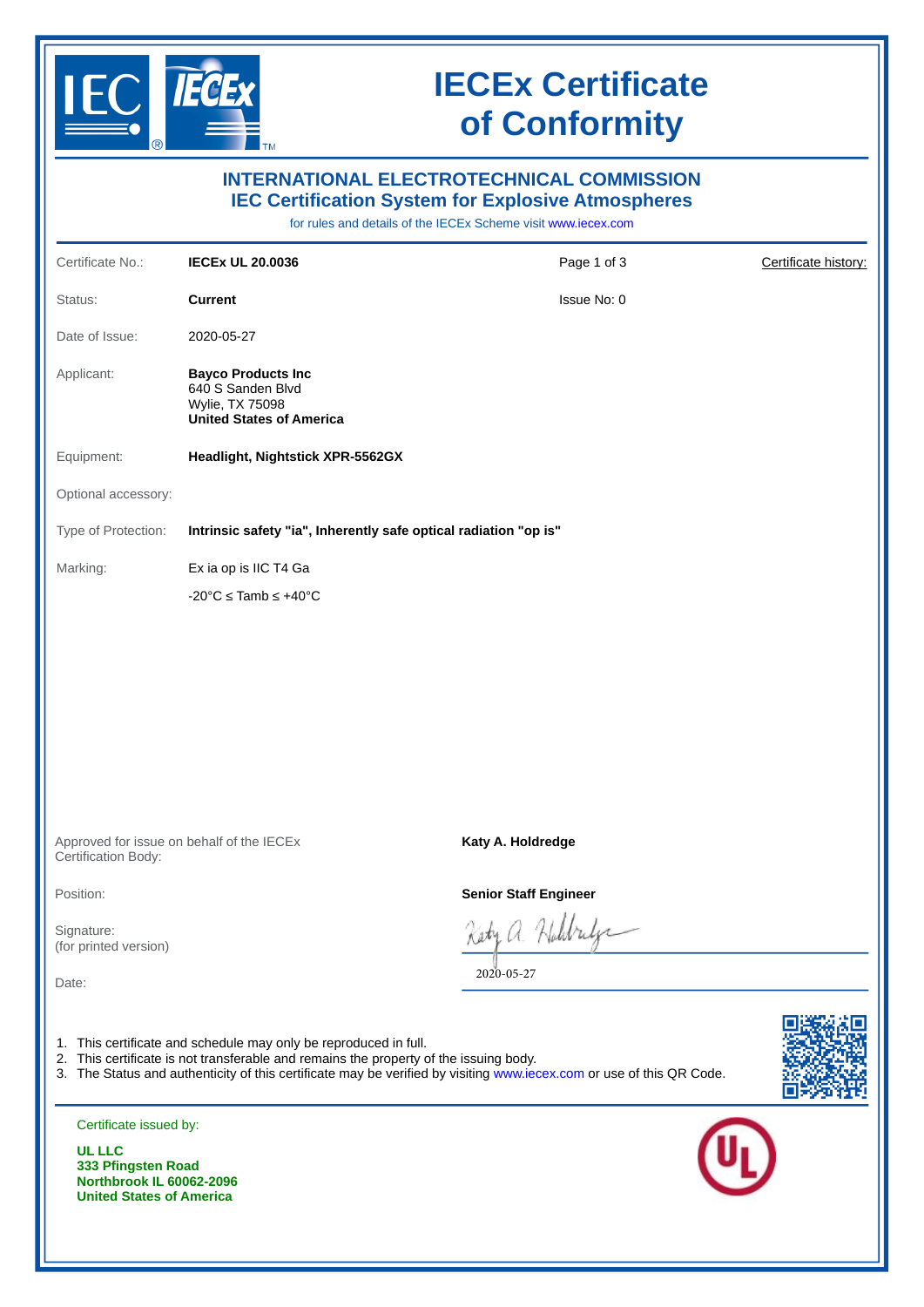# IECEx Certificate of Conformity

## INTERNATIONAL ELECTROTECHNICAL COMMISSION
## IEC Certification System for Explosive Atmospheres

for rules and details of the IECEx Scheme visit www.iecex.com

| | | | |
|---|---|---|---|
| Certificate No.: | **IECEx UL 20.0036** | Page 1 of 3 | Certificate history: |
| Status: | **Current** | Issue No: 0 | |
| Date of Issue: | 2020-05-27 | | |
| Applicant: | **Bayco Products Inc**<br>640 S Sanden Blvd<br>Wylie, TX 75098<br>**United States of America** | | |
| Equipment: | **Headlight, Nightstick XPR-5562GX** | | |
| Optional accessory: | | | |
| Type of Protection: | **Intrinsic safety "ia", Inherently safe optical radiation "op is"** | | |
| Marking: | Ex ia op is IIC T4 Ga<br>-20°C ≤ Tamb ≤ +40°C | | |

| | |
|---|---|
| Approved for issue on behalf of the IECEx Certification Body: | **Katy A. Holdredge** |
| Position: | **Senior Staff Engineer** |
| Signature:<br>(for printed version) | Katy A. Holdredge |
| Date: | 2020-05-27 |

1. This certificate and schedule may only be reproduced in full.
2. This certificate is not transferable and remains the property of the issuing body.
3. The Status and authenticity of this certificate may be verified by visiting www.iecex.com or use of this QR Code.

Certificate issued by:

**UL LLC**
**333 Pfingsten Road**
**Northbrook IL 60062-2096**
**United States of America**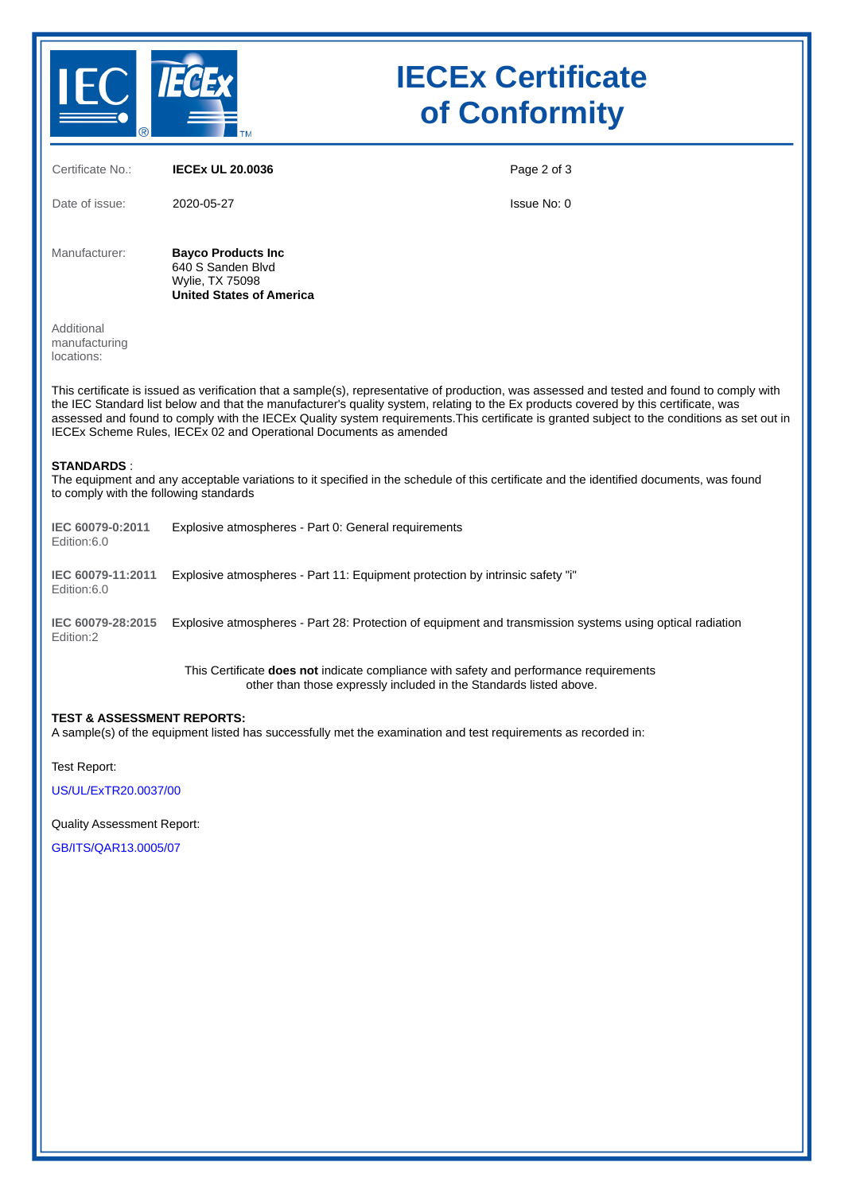# IECEx Certificate of Conformity

| | | |
|---|---|---|
| Certificate No.: | **IECEx UL 20.0036** | |
| Date of issue: | 2020-05-27 | Issue No: 0 |

Manufacturer: **Bayco Products Inc**
640 S Sanden Blvd
Wylie, TX 75098
**United States of America**

Additional manufacturing locations:

This certificate is issued as verification that a sample(s), representative of production, was assessed and tested and found to comply with the IEC Standard list below and that the manufacturer's quality system, relating to the Ex products covered by this certificate, was assessed and found to comply with the IECEx Quality system requirements.This certificate is granted subject to the conditions as set out in IECEx Scheme Rules, IECEx 02 and Operational Documents as amended

**STANDARDS** :
The equipment and any acceptable variations to it specified in the schedule of this certificate and the identified documents, was found to comply with the following standards

| Standard | Title |
|---|---|
| **IEC 60079-0:2011** Edition:6.0 | Explosive atmospheres - Part 0: General requirements |
| **IEC 60079-11:2011** Edition:6.0 | Explosive atmospheres - Part 11: Equipment protection by intrinsic safety "i" |
| **IEC 60079-28:2015** Edition:2 | Explosive atmospheres - Part 28: Protection of equipment and transmission systems using optical radiation |

This Certificate **does not** indicate compliance with safety and performance requirements other than those expressly included in the Standards listed above.

**TEST & ASSESSMENT REPORTS:**
A sample(s) of the equipment listed has successfully met the examination and test requirements as recorded in:

Test Report:

US/UL/ExTR20.0037/00

Quality Assessment Report:

GB/ITS/QAR13.0005/07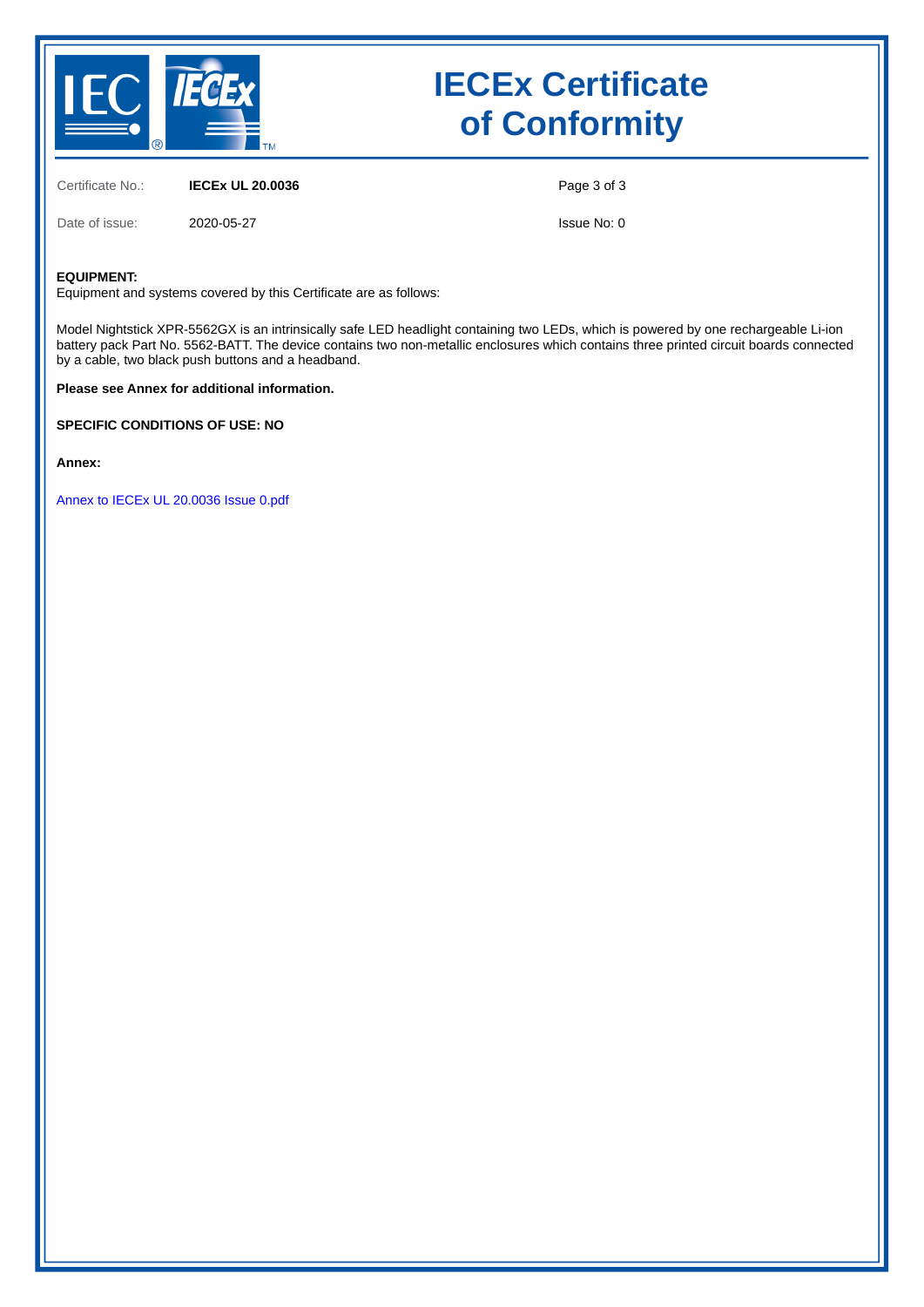# IECEx Certificate of Conformity

Certificate No.: **IECEx UL 20.0036**

Date of issue: 2020-05-27

Issue No: 0

**EQUIPMENT:**
Equipment and systems covered by this Certificate are as follows:

Model Nightstick XPR-5562GX is an intrinsically safe LED headlight containing two LEDs, which is powered by one rechargeable Li-ion battery pack Part No. 5562-BATT. The device contains two non-metallic enclosures which contains three printed circuit boards connected by a cable, two black push buttons and a headband.

**Please see Annex for additional information.**

**SPECIFIC CONDITIONS OF USE: NO**

**Annex:**

Annex to IECEx UL 20.0036 Issue 0.pdf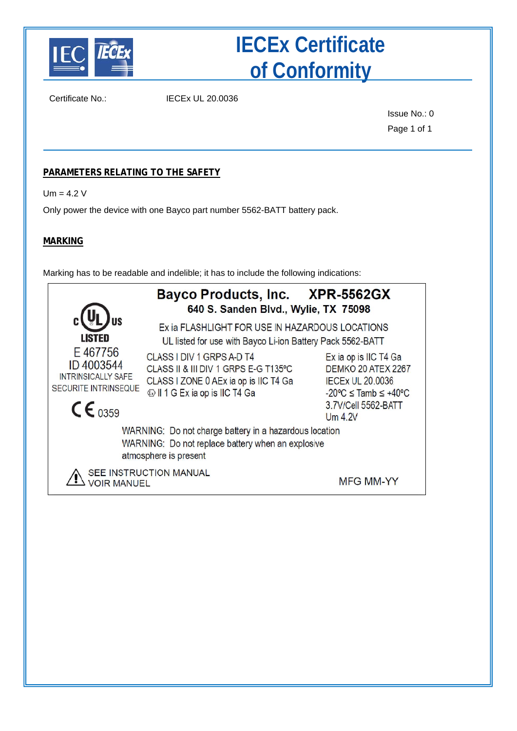# IECEx Certificate of Conformity

Certificate No.: IECEx UL 20.0036

Issue No.: 0

## PARAMETERS RELATING TO THE SAFETY

Um = 4.2 V

Only power the device with one Bayco part number 5562-BATT battery pack.

## MARKING

Marking has to be readable and indelible; it has to include the following indications:

c UL us
LISTED
E 467756
ID 4003544
INTRINSICALLY SAFE
SECURITE INTRINSEQUE
CE 0359

**Bayco Products, Inc. XPR-5562GX**
**640 S. Sanden Blvd., Wylie, TX 75098**

Ex ia FLASHLIGHT FOR USE IN HAZARDOUS LOCATIONS
UL listed for use with Bayco Li-ion Battery Pack 5562-BATT

CLASS I DIV 1 GRPS A-D T4
CLASS II & III DIV 1 GRPS E-G T135°C
CLASS I ZONE 0 AEx ia op is IIC T4 Ga
Ⓔx II 1 G Ex ia op is IIC T4 Ga

Ex ia op is IIC T4 Ga
DEMKO 20 ATEX 2267
IECEx UL 20.0036
-20°C ≤ Tamb ≤ +40°C
3.7V/Cell 5562-BATT
Um 4.2V

WARNING: Do not charge battery in a hazardous location
WARNING: Do not replace battery when an explosive atmosphere is present

⚠ SEE INSTRUCTION MANUAL
VOIR MANUEL

MFG MM-YY